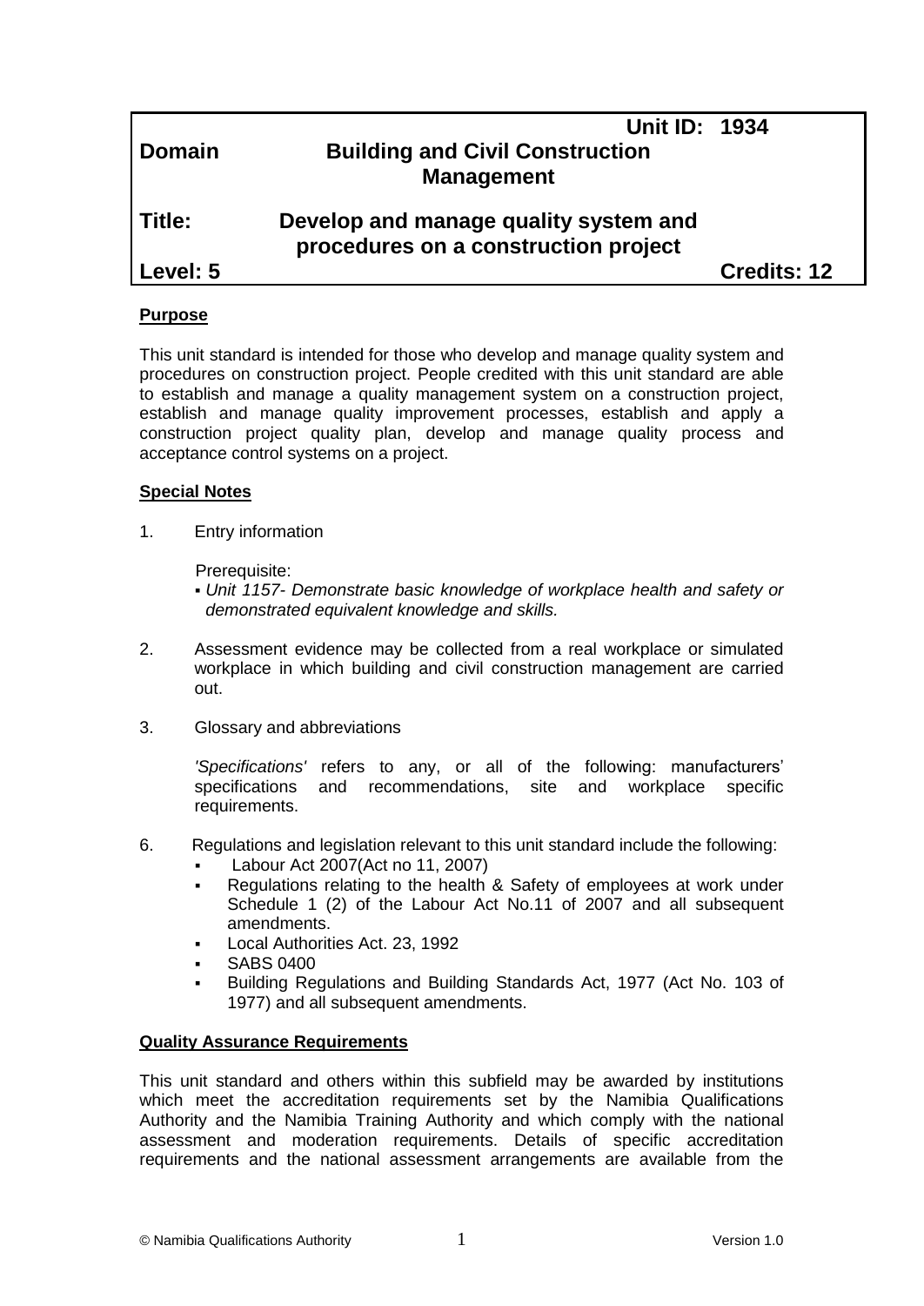| | | |
|---|---|---|
| | | **Unit ID: 1934** |
| **Domain** | **Building and Civil Construction Management** | |
| **Title:** | **Develop and manage quality system and procedures on a construction project** | |
| **Level: 5** | | **Credits: 12** |

## Purpose

This unit standard is intended for those who develop and manage quality system and procedures on construction project. People credited with this unit standard are able to establish and manage a quality management system on a construction project, establish and manage quality improvement processes, establish and apply a construction project quality plan, develop and manage quality process and acceptance control systems on a project.

## Special Notes

1. Entry information

   Prerequisite:
   - *Unit 1157- Demonstrate basic knowledge of workplace health and safety or demonstrated equivalent knowledge and skills.*

2. Assessment evidence may be collected from a real workplace or simulated workplace in which building and civil construction management are carried out.

3. Glossary and abbreviations

   *'Specifications'* refers to any, or all of the following: manufacturers' specifications and recommendations, site and workplace specific requirements.

6. Regulations and legislation relevant to this unit standard include the following:
   - Labour Act 2007(Act no 11, 2007)
   - Regulations relating to the health & Safety of employees at work under Schedule 1 (2) of the Labour Act No.11 of 2007 and all subsequent amendments.
   - Local Authorities Act. 23, 1992
   - SABS 0400
   - Building Regulations and Building Standards Act, 1977 (Act No. 103 of 1977) and all subsequent amendments.

## Quality Assurance Requirements

This unit standard and others within this subfield may be awarded by institutions which meet the accreditation requirements set by the Namibia Qualifications Authority and the Namibia Training Authority and which comply with the national assessment and moderation requirements. Details of specific accreditation requirements and the national assessment arrangements are available from the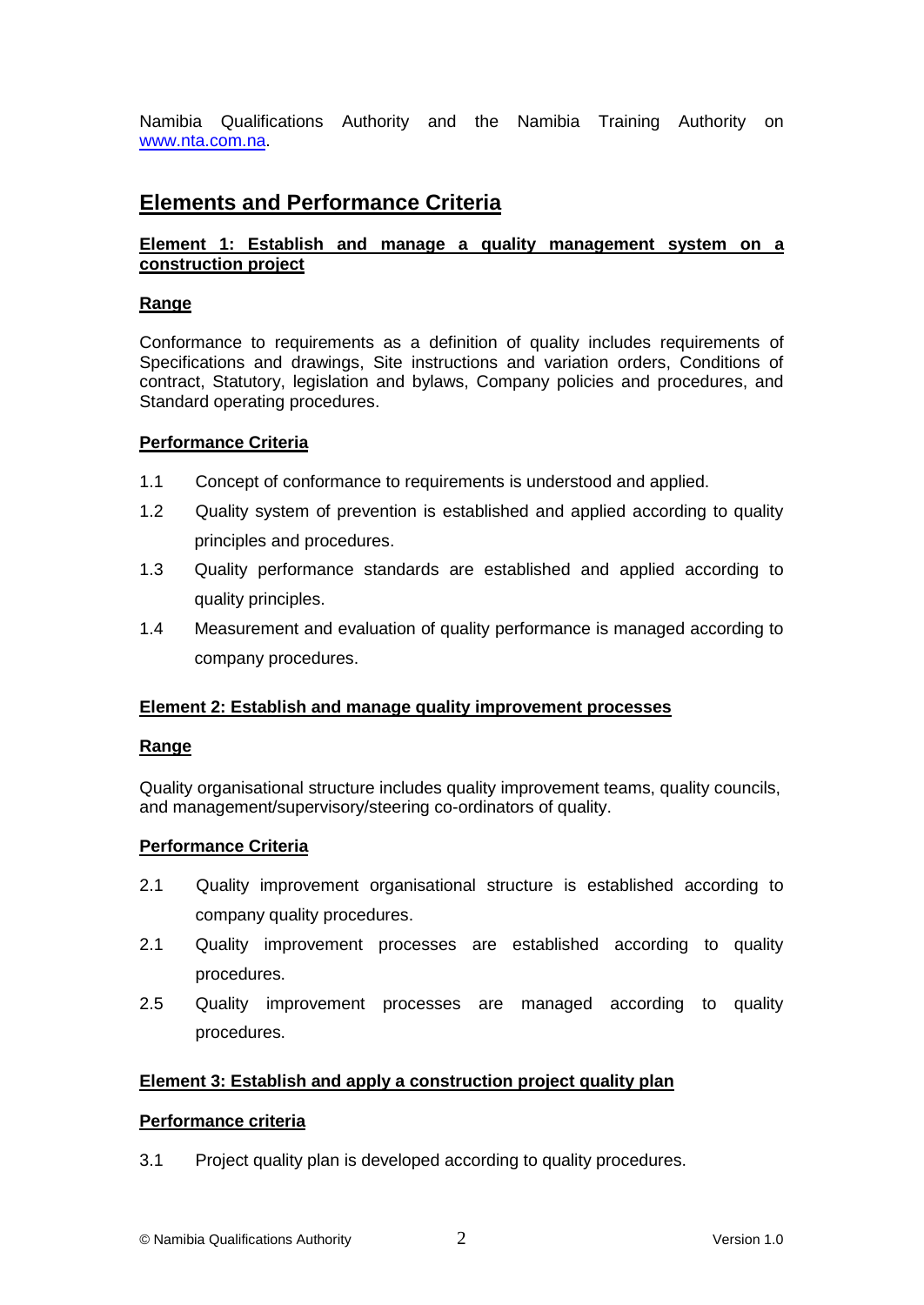Namibia Qualifications Authority and the Namibia Training Authority on [www.nta.com.na](http://www.nta.com.na).

## Elements and Performance Criteria

### Element 1: Establish and manage a quality management system on a construction project

**Range**

Conformance to requirements as a definition of quality includes requirements of Specifications and drawings, Site instructions and variation orders, Conditions of contract, Statutory, legislation and bylaws, Company policies and procedures, and Standard operating procedures.

**Performance Criteria**

1.1 Concept of conformance to requirements is understood and applied.

1.2 Quality system of prevention is established and applied according to quality principles and procedures.

1.3 Quality performance standards are established and applied according to quality principles.

1.4 Measurement and evaluation of quality performance is managed according to company procedures.

### Element 2: Establish and manage quality improvement processes

**Range**

Quality organisational structure includes quality improvement teams, quality councils, and management/supervisory/steering co-ordinators of quality.

**Performance Criteria**

2.1 Quality improvement organisational structure is established according to company quality procedures.

2.1 Quality improvement processes are established according to quality procedures.

2.5 Quality improvement processes are managed according to quality procedures.

### Element 3: Establish and apply a construction project quality plan

**Performance criteria**

3.1 Project quality plan is developed according to quality procedures.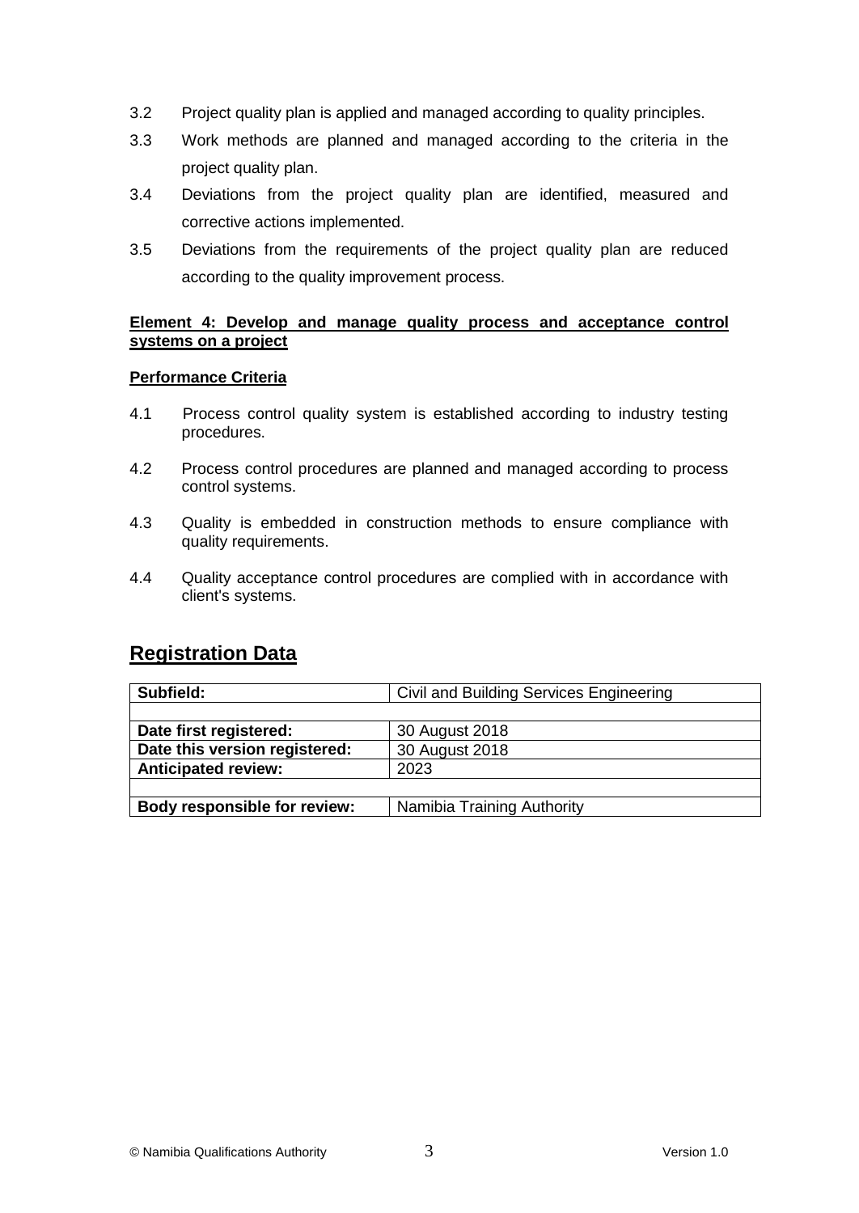3.2 Project quality plan is applied and managed according to quality principles.

3.3 Work methods are planned and managed according to the criteria in the project quality plan.

3.4 Deviations from the project quality plan are identified, measured and corrective actions implemented.

3.5 Deviations from the requirements of the project quality plan are reduced according to the quality improvement process.

**Element 4: Develop and manage quality process and acceptance control systems on a project**

**Performance Criteria**

4.1 Process control quality system is established according to industry testing procedures.

4.2 Process control procedures are planned and managed according to process control systems.

4.3 Quality is embedded in construction methods to ensure compliance with quality requirements.

4.4 Quality acceptance control procedures are complied with in accordance with client's systems.

## Registration Data

| | |
|---|---|
| **Subfield:** | Civil and Building Services Engineering |
| | |
| **Date first registered:** | 30 August 2018 |
| **Date this version registered:** | 30 August 2018 |
| **Anticipated review:** | 2023 |
| | |
| **Body responsible for review:** | Namibia Training Authority |